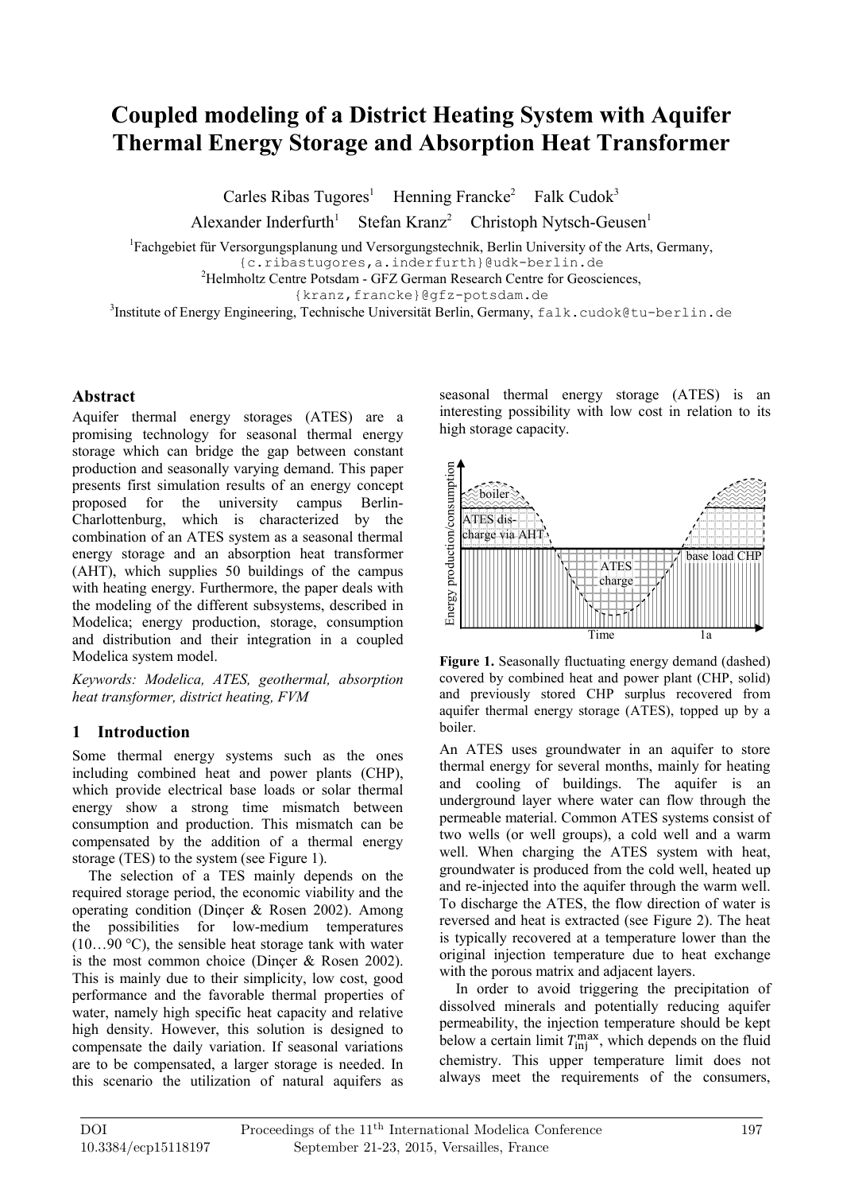# Coupled modeling of a District Heating System with Aquifer Thermal Energy Storage and Absorption Heat Transformer

Carles Ribas Tugores[1] Henning Francke[2] Falk Cudok[3]
Alexander Inderfurth[1] Stefan Kranz[2] Christoph Nytsch-Geusen[1]

[1]Fachgebiet für Versorgungsplanung und Versorgungstechnik, Berlin University of the Arts, Germany,
{c.ribastugores,a.inderfurth}@udk-berlin.de

[2]Helmholtz Centre Potsdam - GFZ German Research Centre for Geosciences,
{kranz,francke}@gfz-potsdam.de

[3]Institute of Energy Engineering, Technische Universität Berlin, Germany, falk.cudok@tu-berlin.de

## Abstract

Aquifer thermal energy storages (ATES) are a promising technology for seasonal thermal energy storage which can bridge the gap between constant production and seasonally varying demand. This paper presents first simulation results of an energy concept proposed for the university campus Berlin-Charlottenburg, which is characterized by the combination of an ATES system as a seasonal thermal energy storage and an absorption heat transformer (AHT), which supplies 50 buildings of the campus with heating energy. Furthermore, the paper deals with the modeling of the different subsystems, described in Modelica; energy production, storage, consumption and distribution and their integration in a coupled Modelica system model.

*Keywords: Modelica, ATES, geothermal, absorption heat transformer, district heating, FVM*

## 1 Introduction

Some thermal energy systems such as the ones including combined heat and power plants (CHP), which provide electrical base loads or solar thermal energy show a strong time mismatch between consumption and production. This mismatch can be compensated by the addition of a thermal energy storage (TES) to the system (see Figure 1).

The selection of a TES mainly depends on the required storage period, the economic viability and the operating condition (Dinçer & Rosen 2002). Among the possibilities for low-medium temperatures (10…90 °C), the sensible heat storage tank with water is the most common choice (Dinçer & Rosen 2002). This is mainly due to their simplicity, low cost, good performance and the favorable thermal properties of water, namely high specific heat capacity and relative high density. However, this solution is designed to compensate the daily variation. If seasonal variations are to be compensated, a larger storage is needed. In this scenario the utilization of natural aquifers as seasonal thermal energy storage (ATES) is an interesting possibility with low cost in relation to its high storage capacity.

**Figure 1.** Seasonally fluctuating energy demand (dashed) covered by combined heat and power plant (CHP, solid) and previously stored CHP surplus recovered from aquifer thermal energy storage (ATES), topped up by a boiler.

An ATES uses groundwater in an aquifer to store thermal energy for several months, mainly for heating and cooling of buildings. The aquifer is an underground layer where water can flow through the permeable material. Common ATES systems consist of two wells (or well groups), a cold well and a warm well. When charging the ATES system with heat, groundwater is produced from the cold well, heated up and re-injected into the aquifer through the warm well. To discharge the ATES, the flow direction of water is reversed and heat is extracted (see Figure 2). The heat is typically recovered at a temperature lower than the original injection temperature due to heat exchange with the porous matrix and adjacent layers.

In order to avoid triggering the precipitation of dissolved minerals and potentially reducing aquifer permeability, the injection temperature should be kept below a certain limit $T_{\text{inj}}^{\text{max}}$, which depends on the fluid chemistry. This upper temperature limit does not always meet the requirements of the consumers,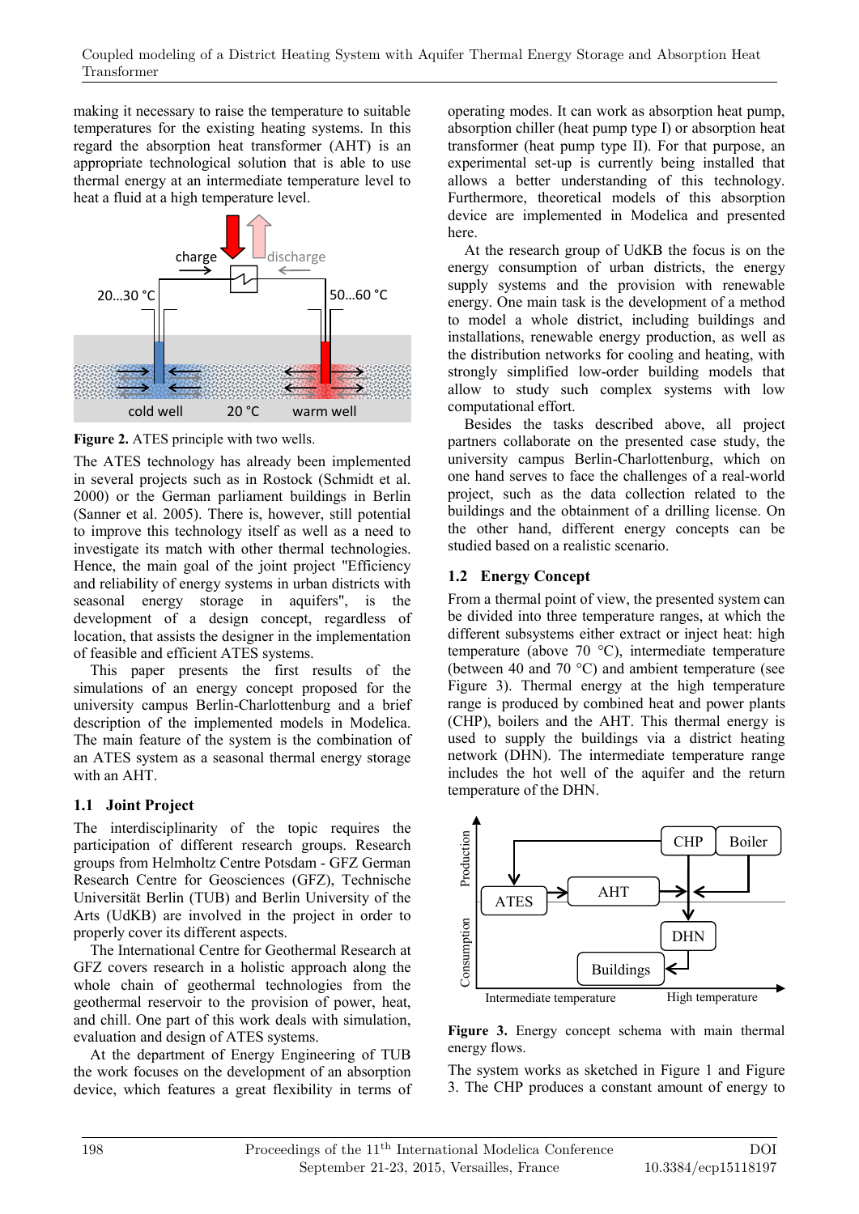making it necessary to raise the temperature to suitable temperatures for the existing heating systems. In this regard the absorption heat transformer (AHT) is an appropriate technological solution that is able to use thermal energy at an intermediate temperature level to heat a fluid at a high temperature level.

**Figure 2.** ATES principle with two wells.

The ATES technology has already been implemented in several projects such as in Rostock (Schmidt et al. 2000) or the German parliament buildings in Berlin (Sanner et al. 2005). There is, however, still potential to improve this technology itself as well as a need to investigate its match with other thermal technologies. Hence, the main goal of the joint project "Efficiency and reliability of energy systems in urban districts with seasonal energy storage in aquifers", is the development of a design concept, regardless of location, that assists the designer in the implementation of feasible and efficient ATES systems.

This paper presents the first results of the simulations of an energy concept proposed for the university campus Berlin-Charlottenburg and a brief description of the implemented models in Modelica. The main feature of the system is the combination of an ATES system as a seasonal thermal energy storage with an AHT.

## 1.1 Joint Project

The interdisciplinarity of the topic requires the participation of different research groups. Research groups from Helmholtz Centre Potsdam - GFZ German Research Centre for Geosciences (GFZ), Technische Universität Berlin (TUB) and Berlin University of the Arts (UdKB) are involved in the project in order to properly cover its different aspects.

The International Centre for Geothermal Research at GFZ covers research in a holistic approach along the whole chain of geothermal technologies from the geothermal reservoir to the provision of power, heat, and chill. One part of this work deals with simulation, evaluation and design of ATES systems.

At the department of Energy Engineering of TUB the work focuses on the development of an absorption device, which features a great flexibility in terms of operating modes. It can work as absorption heat pump, absorption chiller (heat pump type I) or absorption heat transformer (heat pump type II). For that purpose, an experimental set-up is currently being installed that allows a better understanding of this technology. Furthermore, theoretical models of this absorption device are implemented in Modelica and presented here.

At the research group of UdKB the focus is on the energy consumption of urban districts, the energy supply systems and the provision with renewable energy. One main task is the development of a method to model a whole district, including buildings and installations, renewable energy production, as well as the distribution networks for cooling and heating, with strongly simplified low-order building models that allow to study such complex systems with low computational effort.

Besides the tasks described above, all project partners collaborate on the presented case study, the university campus Berlin-Charlottenburg, which on one hand serves to face the challenges of a real-world project, such as the data collection related to the buildings and the obtainment of a drilling license. On the other hand, different energy concepts can be studied based on a realistic scenario.

## 1.2 Energy Concept

From a thermal point of view, the presented system can be divided into three temperature ranges, at which the different subsystems either extract or inject heat: high temperature (above 70 °C), intermediate temperature (between 40 and 70 °C) and ambient temperature (see Figure 3). Thermal energy at the high temperature range is produced by combined heat and power plants (CHP), boilers and the AHT. This thermal energy is used to supply the buildings via a district heating network (DHN). The intermediate temperature range includes the hot well of the aquifer and the return temperature of the DHN.

**Figure 3.** Energy concept schema with main thermal energy flows.

The system works as sketched in Figure 1 and Figure 3. The CHP produces a constant amount of energy to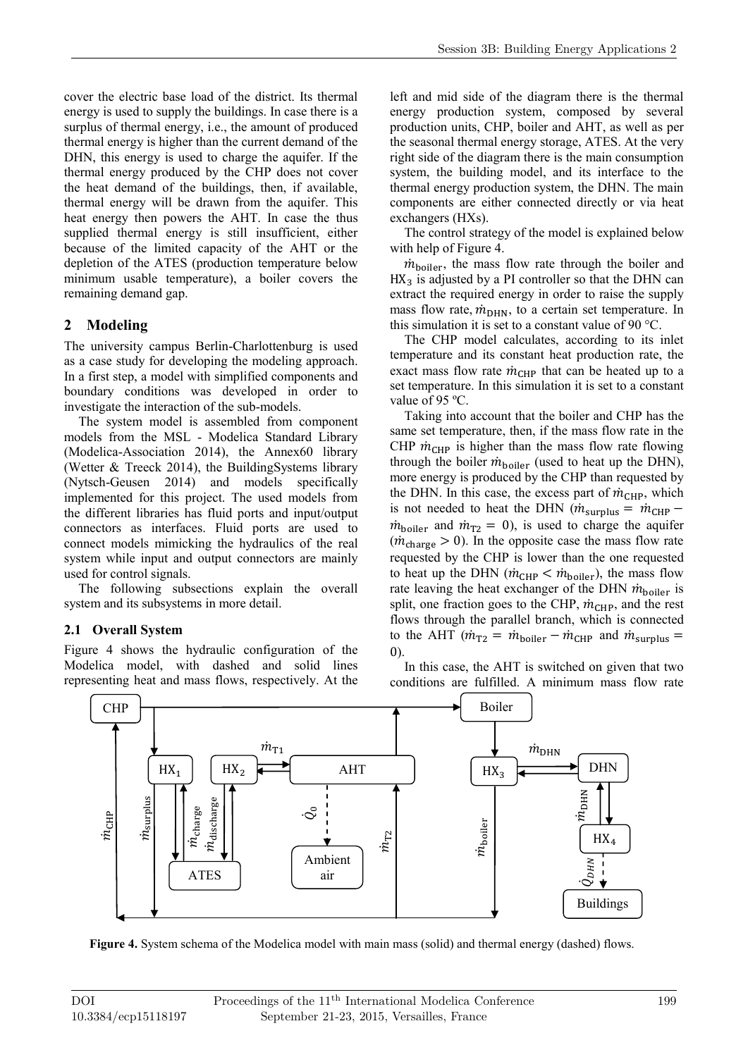cover the electric base load of the district. Its thermal energy is used to supply the buildings. In case there is a surplus of thermal energy, i.e., the amount of produced thermal energy is higher than the current demand of the DHN, this energy is used to charge the aquifer. If the thermal energy produced by the CHP does not cover the heat demand of the buildings, then, if available, thermal energy will be drawn from the aquifer. This heat energy then powers the AHT. In case the thus supplied thermal energy is still insufficient, either because of the limited capacity of the AHT or the depletion of the ATES (production temperature below minimum usable temperature), a boiler covers the remaining demand gap.

## 2 Modeling

The university campus Berlin-Charlottenburg is used as a case study for developing the modeling approach. In a first step, a model with simplified components and boundary conditions was developed in order to investigate the interaction of the sub-models.

The system model is assembled from component models from the MSL - Modelica Standard Library (Modelica-Association 2014), the Annex60 library (Wetter & Treeck 2014), the BuildingSystems library (Nytsch-Geusen 2014) and models specifically implemented for this project. The used models from the different libraries has fluid ports and input/output connectors as interfaces. Fluid ports are used to connect models mimicking the hydraulics of the real system while input and output connectors are mainly used for control signals.

The following subsections explain the overall system and its subsystems in more detail.

### 2.1 Overall System

Figure 4 shows the hydraulic configuration of the Modelica model, with dashed and solid lines representing heat and mass flows, respectively. At the left and mid side of the diagram there is the thermal energy production system, composed by several production units, CHP, boiler and AHT, as well as per the seasonal thermal energy storage, ATES. At the very right side of the diagram there is the main consumption system, the building model, and its interface to the thermal energy production system, the DHN. The main components are either connected directly or via heat exchangers (HXs).

The control strategy of the model is explained below with help of Figure 4.

$\dot{m}_{\text{boiler}}$, the mass flow rate through the boiler and $\text{HX}_3$ is adjusted by a PI controller so that the DHN can extract the required energy in order to raise the supply mass flow rate, $\dot{m}_{\text{DHN}}$, to a certain set temperature. In this simulation it is set to a constant value of 90 °C.

The CHP model calculates, according to its inlet temperature and its constant heat production rate, the exact mass flow rate $\dot{m}_{\text{CHP}}$ that can be heated up to a set temperature. In this simulation it is set to a constant value of 95 ºC.

Taking into account that the boiler and CHP has the same set temperature, then, if the mass flow rate in the CHP $\dot{m}_{\text{CHP}}$ is higher than the mass flow rate flowing through the boiler $\dot{m}_{\text{boiler}}$ (used to heat up the DHN), more energy is produced by the CHP than requested by the DHN. In this case, the excess part of $\dot{m}_{\text{CHP}}$, which is not needed to heat the DHN ($\dot{m}_{\text{surplus}} = \dot{m}_{\text{CHP}} - \dot{m}_{\text{boiler}}$ and $\dot{m}_{\text{T2}} = 0$), is used to charge the aquifer ($\dot{m}_{\text{charge}} > 0$). In the opposite case the mass flow rate requested by the CHP is lower than the one requested to heat up the DHN ($\dot{m}_{\text{CHP}} < \dot{m}_{\text{boiler}}$), the mass flow rate leaving the heat exchanger of the DHN $\dot{m}_{\text{boiler}}$ is split, one fraction goes to the CHP, $\dot{m}_{\text{CHP}}$, and the rest flows through the parallel branch, which is connected to the AHT ($\dot{m}_{\text{T2}} = \dot{m}_{\text{boiler}} - \dot{m}_{\text{CHP}}$ and $\dot{m}_{\text{surplus}} = 0$).

In this case, the AHT is switched on given that two conditions are fulfilled. A minimum mass flow rate

**Figure 4.** System schema of the Modelica model with main mass (solid) and thermal energy (dashed) flows.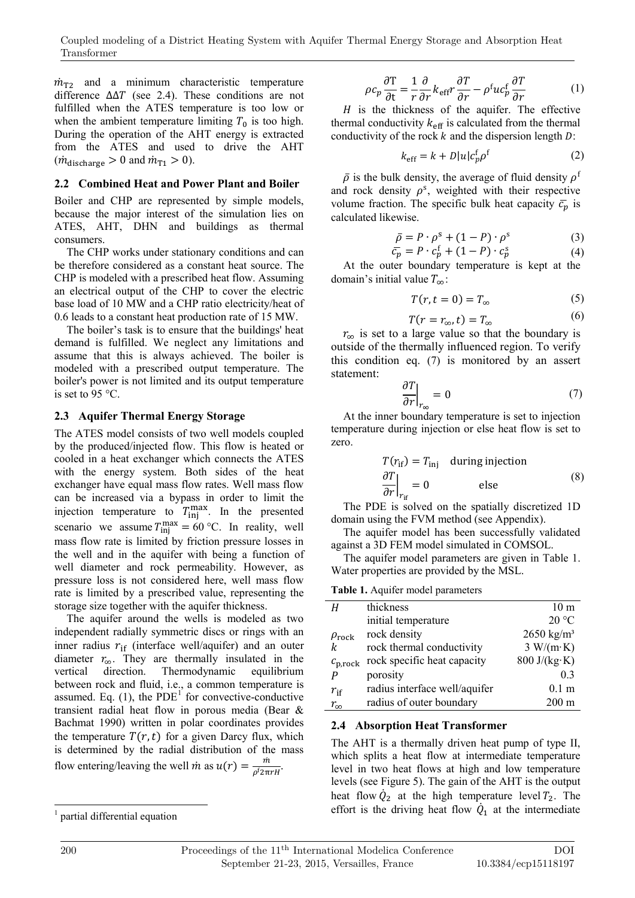$\dot{m}_{T2}$ and a minimum characteristic temperature difference $\Delta\Delta T$ (see 2.4). These conditions are not fulfilled when the ATES temperature is too low or when the ambient temperature limiting $T_0$ is too high. During the operation of the AHT energy is extracted from the ATES and used to drive the AHT ($\dot{m}_{\text{discharge}} > 0$ and $\dot{m}_{T1} > 0$).

## 2.2 Combined Heat and Power Plant and Boiler

Boiler and CHP are represented by simple models, because the major interest of the simulation lies on ATES, AHT, DHN and buildings as thermal consumers.

The CHP works under stationary conditions and can be therefore considered as a constant heat source. The CHP is modeled with a prescribed heat flow. Assuming an electrical output of the CHP to cover the electric base load of 10 MW and a CHP ratio electricity/heat of 0.6 leads to a constant heat production rate of 15 MW.

The boiler's task is to ensure that the buildings' heat demand is fulfilled. We neglect any limitations and assume that this is always achieved. The boiler is modeled with a prescribed output temperature. The boiler's power is not limited and its output temperature is set to 95 °C.

## 2.3 Aquifer Thermal Energy Storage

The ATES model consists of two well models coupled by the produced/injected flow. This flow is heated or cooled in a heat exchanger which connects the ATES with the energy system. Both sides of the heat exchanger have equal mass flow rates. Well mass flow can be increased via a bypass in order to limit the injection temperature to $T_{\text{inj}}^{\max}$. In the presented scenario we assume $T_{\text{inj}}^{\max} = 60$ °C. In reality, well mass flow rate is limited by friction pressure losses in the well and in the aquifer with being a function of well diameter and rock permeability. However, as pressure loss is not considered here, well mass flow rate is limited by a prescribed value, representing the storage size together with the aquifer thickness.

The aquifer around the wells is modeled as two independent radially symmetric discs or rings with an inner radius $r_{\text{if}}$ (interface well/aquifer) and an outer diameter $r_\infty$. They are thermally insulated in the vertical direction. Thermodynamic equilibrium between rock and fluid, i.e., a common temperature is assumed. Eq. (1), the PDE[1] for convective-conductive transient radial heat flow in porous media (Bear & Bachmat 1990) written in polar coordinates provides the temperature $T(r,t)$ for a given Darcy flux, which is determined by the radial distribution of the mass flow entering/leaving the well $\dot{m}$ as $u(r) = \frac{\dot{m}}{\rho^{\text{f}} 2\pi r H}$.

$$\rho c_p \frac{\partial \text{T}}{\partial \text{t}} = \frac{1}{r}\frac{\partial}{\partial r} k_{\text{eff}} r \frac{\partial T}{\partial r} - \rho^{\text{f}} u c_p^{\text{f}} \frac{\partial T}{\partial r} \tag{1}$$

$H$ is the thickness of the aquifer. The effective thermal conductivity $k_{\text{eff}}$ is calculated from the thermal conductivity of the rock $k$ and the dispersion length $D$:

$$k_{\text{eff}} = k + D|u| c_p^{\text{f}} \rho^{\text{f}} \tag{2}$$

$\bar{\rho}$ is the bulk density, the average of fluid density $\rho^{\text{f}}$ and rock density $\rho^{\text{s}}$, weighted with their respective volume fraction. The specific bulk heat capacity $\bar{c_p}$ is calculated likewise.

$$\bar{\rho} = P \cdot \rho^{\text{s}} + (1-P) \cdot \rho^{\text{s}} \tag{3}$$

$$\bar{c_p} = P \cdot c_p^{\text{f}} + (1-P) \cdot c_p^{\text{s}} \tag{4}$$

At the outer boundary temperature is kept at the domain's initial value $T_\infty$:

$$T(r, t=0) = T_\infty \tag{5}$$

$$T(r = r_\infty, t) = T_\infty \tag{6}$$

$r_\infty$ is set to a large value so that the boundary is outside of the thermally influenced region. To verify this condition eq. (7) is monitored by an assert statement:

$$\left.\frac{\partial T}{\partial r}\right|_{r_\infty} = 0 \tag{7}$$

At the inner boundary temperature is set to injection temperature during injection or else heat flow is set to zero.

$$\begin{aligned} T(r_{\text{if}}) &= T_{\text{inj}} \quad \text{during injection} \\ \left.\frac{\partial T}{\partial r}\right|_{r_{\text{if}}} &= 0 \qquad\qquad \text{else} \end{aligned} \tag{8}$$

The PDE is solved on the spatially discretized 1D domain using the FVM method (see Appendix).

The aquifer model has been successfully validated against a 3D FEM model simulated in COMSOL.

The aquifer model parameters are given in Table 1. Water properties are provided by the MSL.

**Table 1.** Aquifer model parameters

| | | |
|---|---|---|
| $H$ | thickness | 10 m |
| | initial temperature | 20 °C |
| $\rho_{\text{rock}}$ | rock density | 2650 kg/m³ |
| $k$ | rock thermal conductivity | 3 W/(m·K) |
| $c_{\text{p,rock}}$ | rock specific heat capacity | 800 J/(kg·K) |
| $P$ | porosity | 0.3 |
| $r_{\text{if}}$ | radius interface well/aquifer | 0.1 m |
| $r_\infty$ | radius of outer boundary | 200 m |

## 2.4 Absorption Heat Transformer

The AHT is a thermally driven heat pump of type II, which splits a heat flow at intermediate temperature level in two heat flows at high and low temperature levels (see Figure 5). The gain of the AHT is the output heat flow $\dot{Q}_2$ at the high temperature level $T_2$. The effort is the driving heat flow $\dot{Q}_1$ at the intermediate

[1] partial differential equation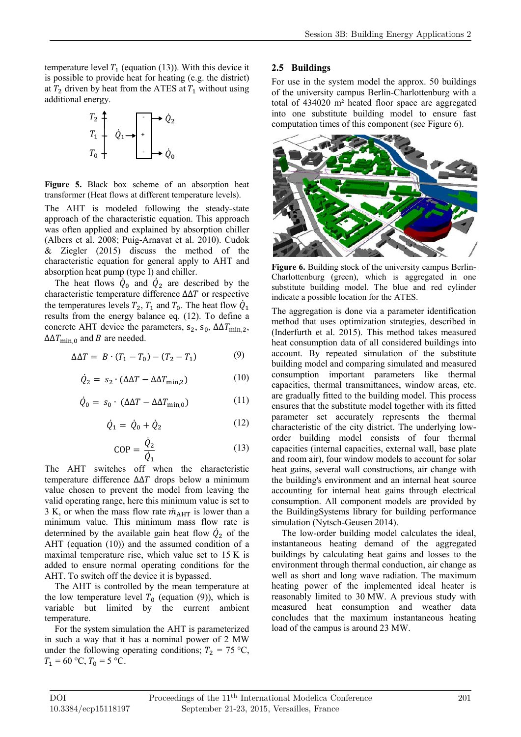temperature level $T_1$ (equation (13)). With this device it is possible to provide heat for heating (e.g. the district) at $T_2$ driven by heat from the ATES at $T_1$ without using additional energy.

**Figure 5.** Black box scheme of an absorption heat transformer (Heat flows at different temperature levels).

The AHT is modeled following the steady-state approach of the characteristic equation. This approach was often applied and explained by absorption chiller (Albers et al. 2008; Puig-Arnavat et al. 2010). Cudok & Ziegler (2015) discuss the method of the characteristic equation for general apply to AHT and absorption heat pump (type I) and chiller.

The heat flows $\dot{Q}_0$ and $\dot{Q}_2$ are described by the characteristic temperature difference $\Delta\Delta T$ or respective the temperatures levels $T_2$, $T_1$ and $T_0$. The heat flow $\dot{Q}_1$ results from the energy balance eq. (12). To define a concrete AHT device the parameters, $s_2$, $s_0$, $\Delta\Delta T_{\min,2}$, $\Delta\Delta T_{\min,0}$ and $B$ are needed.

$$\Delta\Delta T = B \cdot (T_1 - T_0) - (T_2 - T_1) \tag{9}$$

$$\dot{Q}_2 = s_2 \cdot (\Delta\Delta T - \Delta\Delta T_{\min,2}) \tag{10}$$

$$\dot{Q}_0 = s_0 \cdot (\Delta\Delta T - \Delta\Delta T_{\min,0}) \tag{11}$$

$$\dot{Q}_1 = \dot{Q}_0 + \dot{Q}_2 \tag{12}$$

$$\mathrm{COP} = \frac{\dot{Q}_2}{\dot{Q}_1} \tag{13}$$

The AHT switches off when the characteristic temperature difference $\Delta\Delta T$ drops below a minimum value chosen to prevent the model from leaving the valid operating range, here this minimum value is set to 3 K, or when the mass flow rate $\dot{m}_{\mathrm{AHT}}$ is lower than a minimum value. This minimum mass flow rate is determined by the available gain heat flow $\dot{Q}_2$ of the AHT (equation (10)) and the assumed condition of a maximal temperature rise, which value set to 15 K is added to ensure normal operating conditions for the AHT. To switch off the device it is bypassed.

The AHT is controlled by the mean temperature at the low temperature level $T_0$ (equation (9)), which is variable but limited by the current ambient temperature.

For the system simulation the AHT is parameterized in such a way that it has a nominal power of 2 MW under the following operating conditions; $T_2$ = 75 °C, $T_1$ = 60 °C, $T_0$ = 5 °C.

## 2.5 Buildings

For use in the system model the approx. 50 buildings of the university campus Berlin-Charlottenburg with a total of 434020 m² heated floor space are aggregated into one substitute building model to ensure fast computation times of this component (see Figure 6).

**Figure 6.** Building stock of the university campus Berlin-Charlottenburg (green), which is aggregated in one substitute building model. The blue and red cylinder indicate a possible location for the ATES.

The aggregation is done via a parameter identification method that uses optimization strategies, described in (Inderfurth et al. 2015). This method takes measured heat consumption data of all considered buildings into account. By repeated simulation of the substitute building model and comparing simulated and measured consumption important parameters like thermal capacities, thermal transmittances, window areas, etc. are gradually fitted to the building model. This process ensures that the substitute model together with its fitted parameter set accurately represents the thermal characteristic of the city district. The underlying low-order building model consists of four thermal capacities (internal capacities, external wall, base plate and room air), four window models to account for solar heat gains, several wall constructions, air change with the building's environment and an internal heat source accounting for internal heat gains through electrical consumption. All component models are provided by the BuildingSystems library for building performance simulation (Nytsch-Geusen 2014).

The low-order building model calculates the ideal, instantaneous heating demand of the aggregated buildings by calculating heat gains and losses to the environment through thermal conduction, air change as well as short and long wave radiation. The maximum heating power of the implemented ideal heater is reasonably limited to 30 MW. A previous study with measured heat consumption and weather data concludes that the maximum instantaneous heating load of the campus is around 23 MW.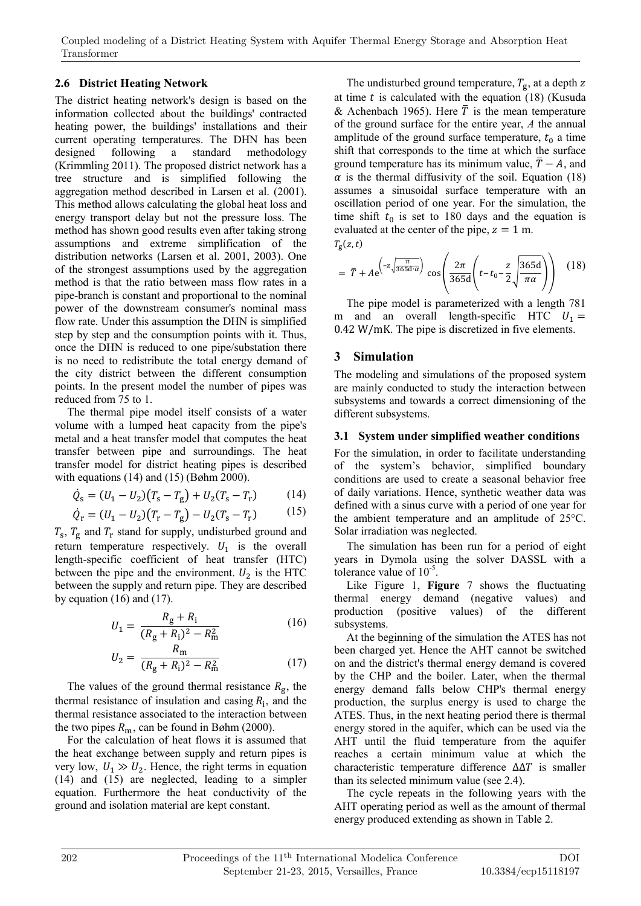## 2.6 District Heating Network

The district heating network's design is based on the information collected about the buildings' contracted heating power, the buildings' installations and their current operating temperatures. The DHN has been designed following a standard methodology (Krimmling 2011). The proposed district network has a tree structure and is simplified following the aggregation method described in Larsen et al. (2001). This method allows calculating the global heat loss and energy transport delay but not the pressure loss. The method has shown good results even after taking strong assumptions and extreme simplification of the distribution networks (Larsen et al. 2001, 2003). One of the strongest assumptions used by the aggregation method is that the ratio between mass flow rates in a pipe-branch is constant and proportional to the nominal power of the downstream consumer's nominal mass flow rate. Under this assumption the DHN is simplified step by step and the consumption points with it. Thus, once the DHN is reduced to one pipe/substation there is no need to redistribute the total energy demand of the city district between the different consumption points. In the present model the number of pipes was reduced from 75 to 1.

The thermal pipe model itself consists of a water volume with a lumped heat capacity from the pipe's metal and a heat transfer model that computes the heat transfer between pipe and surroundings. The heat transfer model for district heating pipes is described with equations (14) and (15) (Bøhm 2000).

$$\dot{Q}_\mathrm{s} = (U_1 - U_2)(T_\mathrm{s} - T_\mathrm{g}) + U_2(T_\mathrm{s} - T_\mathrm{r}) \tag{14}$$

$$\dot{Q}_\mathrm{r} = (U_1 - U_2)(T_\mathrm{r} - T_\mathrm{g}) - U_2(T_\mathrm{s} - T_\mathrm{r}) \tag{15}$$

$T_\mathrm{s}$, $T_\mathrm{g}$ and $T_\mathrm{r}$ stand for supply, undisturbed ground and return temperature respectively. $U_1$ is the overall length-specific coefficient of heat transfer (HTC) between the pipe and the environment. $U_2$ is the HTC between the supply and return pipe. They are described by equation (16) and (17).

$$U_1 = \frac{R_\mathrm{g} + R_\mathrm{i}}{(R_\mathrm{g} + R_\mathrm{i})^2 - R_\mathrm{m}^2} \tag{16}$$

$$U_2 = \frac{R_\mathrm{m}}{(R_\mathrm{g} + R_\mathrm{i})^2 - R_\mathrm{m}^2} \tag{17}$$

The values of the ground thermal resistance $R_\mathrm{g}$, the thermal resistance of insulation and casing $R_\mathrm{i}$, and the thermal resistance associated to the interaction between the two pipes $R_\mathrm{m}$, can be found in Bøhm (2000).

For the calculation of heat flows it is assumed that the heat exchange between supply and return pipes is very low, $U_1 \gg U_2$. Hence, the right terms in equation (14) and (15) are neglected, leading to a simpler equation. Furthermore the heat conductivity of the ground and isolation material are kept constant.

The undisturbed ground temperature, $T_\mathrm{g}$, at a depth $z$ at time $t$ is calculated with the equation (18) (Kusuda & Achenbach 1965). Here $\bar{T}$ is the mean temperature of the ground surface for the entire year, $A$ the annual amplitude of the ground surface temperature, $t_0$ a time shift that corresponds to the time at which the surface ground temperature has its minimum value, $\bar{T} - A$, and $\alpha$ is the thermal diffusivity of the soil. Equation (18) assumes a sinusoidal surface temperature with an oscillation period of one year. For the simulation, the time shift $t_0$ is set to 180 days and the equation is evaluated at the center of the pipe, $z = 1$ m.

$$T_\mathrm{g}(z,t) = \bar{T} + A e^{\left(-z\sqrt{\frac{\pi}{365\mathrm{d}\cdot\alpha}}\right)} \cos\left(\frac{2\pi}{365\mathrm{d}}\left(t - t_0 - \frac{z}{2}\sqrt{\frac{365\mathrm{d}}{\pi\alpha}}\right)\right) \tag{18}$$

The pipe model is parameterized with a length 781 m and an overall length-specific HTC $U_1 = 0.42$ W/mK. The pipe is discretized in five elements.

# 3 Simulation

The modeling and simulations of the proposed system are mainly conducted to study the interaction between subsystems and towards a correct dimensioning of the different subsystems.

## 3.1 System under simplified weather conditions

For the simulation, in order to facilitate understanding of the system's behavior, simplified boundary conditions are used to create a seasonal behavior free of daily variations. Hence, synthetic weather data was defined with a sinus curve with a period of one year for the ambient temperature and an amplitude of 25°C. Solar irradiation was neglected.

The simulation has been run for a period of eight years in Dymola using the solver DASSL with a tolerance value of $10^{-5}$.

Like Figure 1, **Figure** 7 shows the fluctuating thermal energy demand (negative values) and production (positive values) of the different subsystems.

At the beginning of the simulation the ATES has not been charged yet. Hence the AHT cannot be switched on and the district's thermal energy demand is covered by the CHP and the boiler. Later, when the thermal energy demand falls below CHP's thermal energy production, the surplus energy is used to charge the ATES. Thus, in the next heating period there is thermal energy stored in the aquifer, which can be used via the AHT until the fluid temperature from the aquifer reaches a certain minimum value at which the characteristic temperature difference $\Delta\Delta T$ is smaller than its selected minimum value (see 2.4).

The cycle repeats in the following years with the AHT operating period as well as the amount of thermal energy produced extending as shown in Table 2.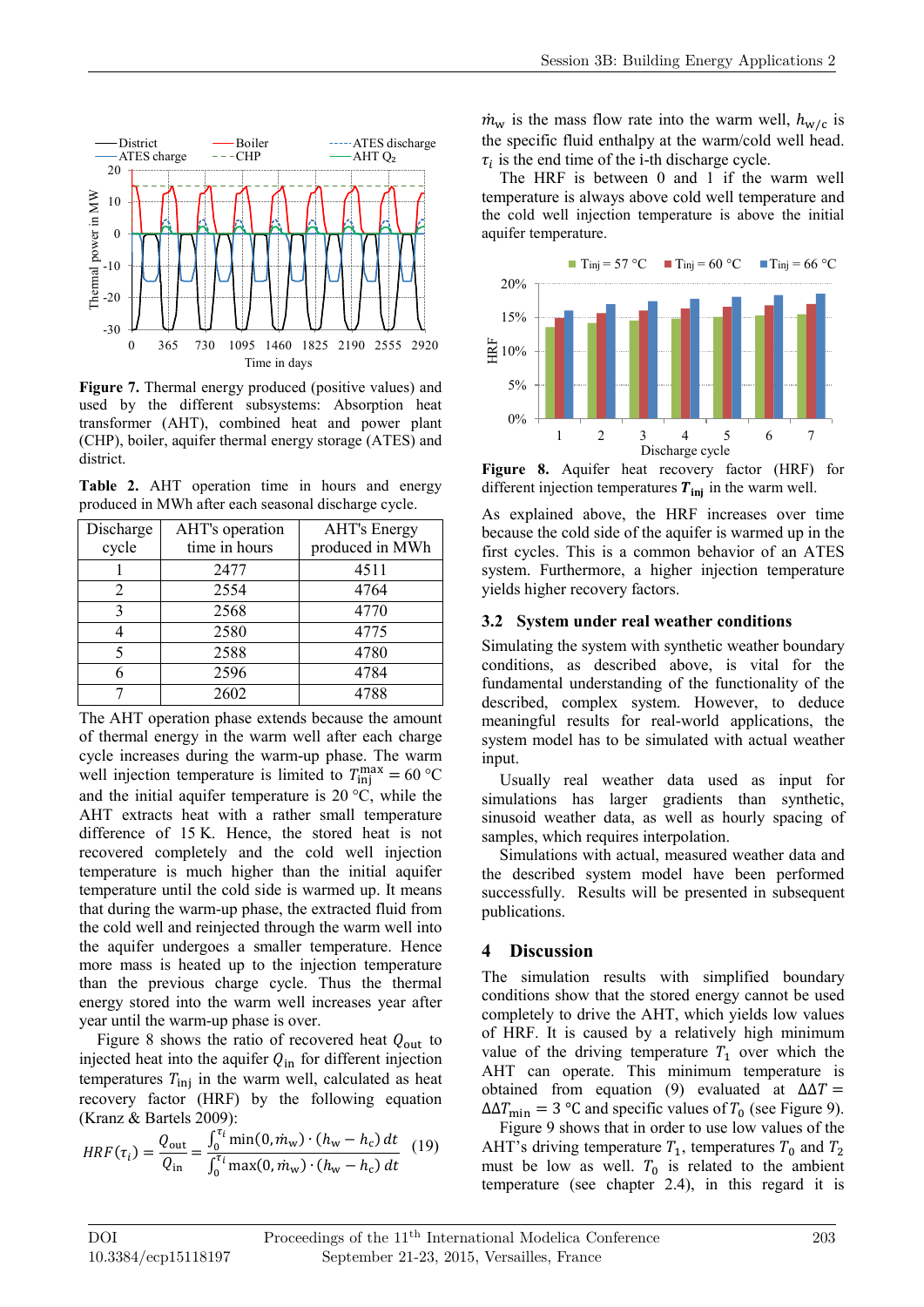Figure 7. Thermal energy produced (positive values) and used by the different subsystems: Absorption heat transformer (AHT), combined heat and power plant (CHP), boiler, aquifer thermal energy storage (ATES) and district.

**Table 2.** AHT operation time in hours and energy produced in MWh after each seasonal discharge cycle.

| Discharge cycle | AHT's operation time in hours | AHT's Energy produced in MWh |
|---|---|---|
| 1 | 2477 | 4511 |
| 2 | 2554 | 4764 |
| 3 | 2568 | 4770 |
| 4 | 2580 | 4775 |
| 5 | 2588 | 4780 |
| 6 | 2596 | 4784 |
| 7 | 2602 | 4788 |

The AHT operation phase extends because the amount of thermal energy in the warm well after each charge cycle increases during the warm-up phase. The warm well injection temperature is limited to $T_{\text{inj}}^{\max} = 60$ °C and the initial aquifer temperature is 20 °C, while the AHT extracts heat with a rather small temperature difference of 15 K. Hence, the stored heat is not recovered completely and the cold well injection temperature is much higher than the initial aquifer temperature until the cold side is warmed up. It means that during the warm-up phase, the extracted fluid from the cold well and reinjected through the warm well into the aquifer undergoes a smaller temperature. Hence more mass is heated up to the injection temperature than the previous charge cycle. Thus the thermal energy stored into the warm well increases year after year until the warm-up phase is over.

Figure 8 shows the ratio of recovered heat $Q_{\text{out}}$ to injected heat into the aquifer $Q_{\text{in}}$ for different injection temperatures $T_{\text{inj}}$ in the warm well, calculated as heat recovery factor (HRF) by the following equation (Kranz & Bartels 2009):

$$HRF(\tau_i) = \frac{Q_{\text{out}}}{Q_{\text{in}}} = \frac{\int_0^{\tau_i} \min(0, \dot{m}_\text{w}) \cdot (h_\text{w} - h_\text{c})\, dt}{\int_0^{\tau_i} \max(0, \dot{m}_\text{w}) \cdot (h_\text{w} - h_\text{c})\, dt} \quad (19)$$

$\dot{m}_\text{w}$ is the mass flow rate into the warm well, $h_{\text{w/c}}$ is the specific fluid enthalpy at the warm/cold well head. $\tau_i$ is the end time of the i-th discharge cycle.

The HRF is between 0 and 1 if the warm well temperature is always above cold well temperature and the cold well injection temperature is above the initial aquifer temperature.

**Figure 8.** Aquifer heat recovery factor (HRF) for different injection temperatures $\boldsymbol{T_{\text{inj}}}$ in the warm well.

As explained above, the HRF increases over time because the cold side of the aquifer is warmed up in the first cycles. This is a common behavior of an ATES system. Furthermore, a higher injection temperature yields higher recovery factors.

### 3.2 System under real weather conditions

Simulating the system with synthetic weather boundary conditions, as described above, is vital for the fundamental understanding of the functionality of the described, complex system. However, to deduce meaningful results for real-world applications, the system model has to be simulated with actual weather input.

Usually real weather data used as input for simulations has larger gradients than synthetic, sinusoid weather data, as well as hourly spacing of samples, which requires interpolation.

Simulations with actual, measured weather data and the described system model have been performed successfully. Results will be presented in subsequent publications.

## 4 Discussion

The simulation results with simplified boundary conditions show that the stored energy cannot be used completely to drive the AHT, which yields low values of HRF. It is caused by a relatively high minimum value of the driving temperature $T_1$ over which the AHT can operate. This minimum temperature is obtained from equation (9) evaluated at $\Delta\Delta T = \Delta\Delta T_{\min} = 3$ °C and specific values of $T_0$ (see Figure 9).

Figure 9 shows that in order to use low values of the AHT's driving temperature $T_1$, temperatures $T_0$ and $T_2$ must be low as well. $T_0$ is related to the ambient temperature (see chapter 2.4), in this regard it is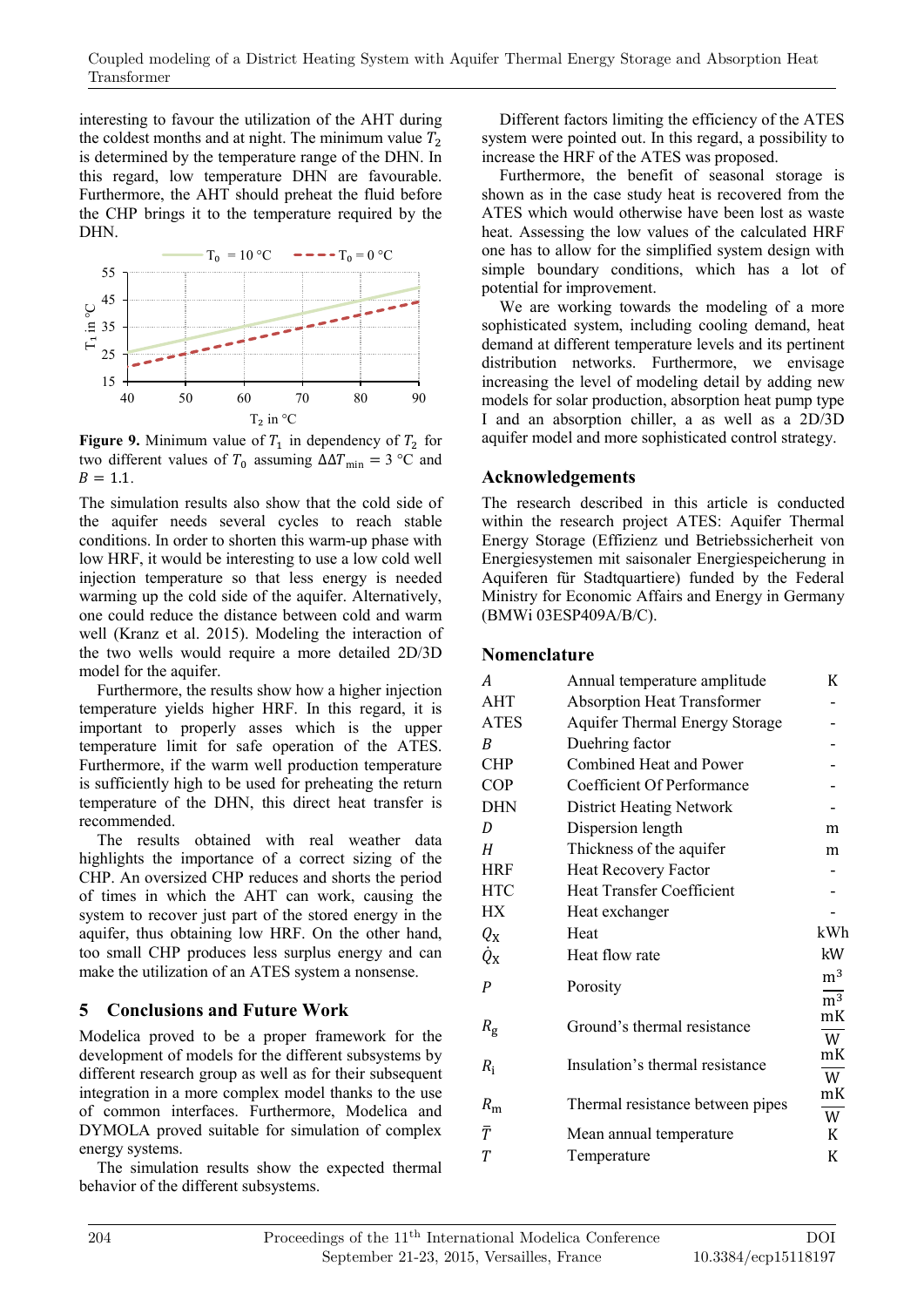interesting to favour the utilization of the AHT during the coldest months and at night. The minimum value $T_2$ is determined by the temperature range of the DHN. In this regard, low temperature DHN are favourable. Furthermore, the AHT should preheat the fluid before the CHP brings it to the temperature required by the DHN.

**Figure 9.** Minimum value of $T_1$ in dependency of $T_2$ for two different values of $T_0$ assuming $\Delta\Delta T_{\min} = 3$ °C and $B = 1.1$.

The simulation results also show that the cold side of the aquifer needs several cycles to reach stable conditions. In order to shorten this warm-up phase with low HRF, it would be interesting to use a low cold well injection temperature so that less energy is needed warming up the cold side of the aquifer. Alternatively, one could reduce the distance between cold and warm well (Kranz et al. 2015). Modeling the interaction of the two wells would require a more detailed 2D/3D model for the aquifer.

Furthermore, the results show how a higher injection temperature yields higher HRF. In this regard, it is important to properly asses which is the upper temperature limit for safe operation of the ATES. Furthermore, if the warm well production temperature is sufficiently high to be used for preheating the return temperature of the DHN, this direct heat transfer is recommended.

The results obtained with real weather data highlights the importance of a correct sizing of the CHP. An oversized CHP reduces and shorts the period of times in which the AHT can work, causing the system to recover just part of the stored energy in the aquifer, thus obtaining low HRF. On the other hand, too small CHP produces less surplus energy and can make the utilization of an ATES system a nonsense.

## 5 Conclusions and Future Work

Modelica proved to be a proper framework for the development of models for the different subsystems by different research group as well as for their subsequent integration in a more complex model thanks to the use of common interfaces. Furthermore, Modelica and DYMOLA proved suitable for simulation of complex energy systems.

The simulation results show the expected thermal behavior of the different subsystems.

Different factors limiting the efficiency of the ATES system were pointed out. In this regard, a possibility to increase the HRF of the ATES was proposed.

Furthermore, the benefit of seasonal storage is shown as in the case study heat is recovered from the ATES which would otherwise have been lost as waste heat. Assessing the low values of the calculated HRF one has to allow for the simplified system design with simple boundary conditions, which has a lot of potential for improvement.

We are working towards the modeling of a more sophisticated system, including cooling demand, heat demand at different temperature levels and its pertinent distribution networks. Furthermore, we envisage increasing the level of modeling detail by adding new models for solar production, absorption heat pump type I and an absorption chiller, a as well as a 2D/3D aquifer model and more sophisticated control strategy.

## Acknowledgements

The research described in this article is conducted within the research project ATES: Aquifer Thermal Energy Storage (Effizienz und Betriebssicherheit von Energiesystemen mit saisonaler Energiespeicherung in Aquiferen für Stadtquartiere) funded by the Federal Ministry for Economic Affairs and Energy in Germany (BMWi 03ESP409A/B/C).

## Nomenclature

| | | |
|---|---|---|
| $A$ | Annual temperature amplitude | K |
| AHT | Absorption Heat Transformer | - |
| ATES | Aquifer Thermal Energy Storage | - |
| $B$ | Duehring factor | - |
| CHP | Combined Heat and Power | - |
| COP | Coefficient Of Performance | - |
| DHN | District Heating Network | - |
| $D$ | Dispersion length | m |
| $H$ | Thickness of the aquifer | m |
| HRF | Heat Recovery Factor | - |
| HTC | Heat Transfer Coefficient | - |
| HX | Heat exchanger | - |
| $Q_X$ | Heat | kWh |
| $\dot{Q}_X$ | Heat flow rate | kW |
| $P$ | Porosity | $\frac{m^3}{m^3}$ |
| $R_g$ | Ground's thermal resistance | $\frac{mK}{W}$ |
| $R_i$ | Insulation's thermal resistance | $\frac{mK}{W}$ |
| $R_m$ | Thermal resistance between pipes | $\frac{mK}{W}$ |
| $\bar{T}$ | Mean annual temperature | K |
| $T$ | Temperature | K |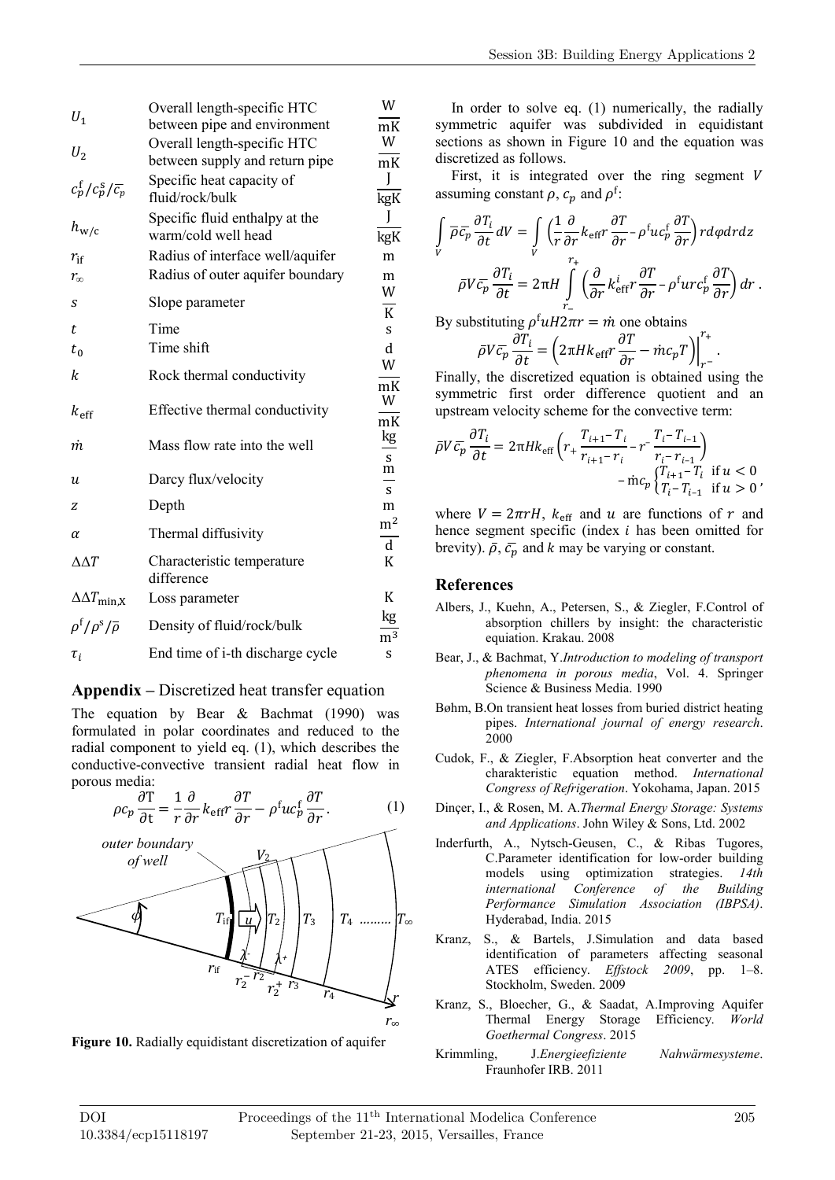| | | |
|---|---|---|
| $U_1$ | Overall length-specific HTC between pipe and environment | $\frac{\mathrm{W}}{\mathrm{mK}}$ |
| $U_2$ | Overall length-specific HTC between supply and return pipe | $\frac{\mathrm{W}}{\mathrm{mK}}$ |
| $c_p^{\mathrm{f}}/c_p^{\mathrm{s}}/\overline{c_p}$ | Specific heat capacity of fluid/rock/bulk | $\frac{\mathrm{J}}{\mathrm{kgK}}$ |
| $h_{\mathrm{w/c}}$ | Specific fluid enthalpy at the warm/cold well head | $\frac{\mathrm{J}}{\mathrm{kgK}}$ |
| $r_{\mathrm{if}}$ | Radius of interface well/aquifer | m |
| $r_\infty$ | Radius of outer aquifer boundary | m |
| $s$ | Slope parameter | $\frac{\mathrm{W}}{\mathrm{K}}$ |
| $t$ | Time | s |
| $t_0$ | Time shift | d |
| $k$ | Rock thermal conductivity | $\frac{\mathrm{W}}{\mathrm{mK}}$ |
| $k_{\mathrm{eff}}$ | Effective thermal conductivity | $\frac{\mathrm{W}}{\mathrm{mK}}$ |
| $\dot{m}$ | Mass flow rate into the well | $\frac{\mathrm{kg}}{\mathrm{s}}$ |
| $u$ | Darcy flux/velocity | $\frac{\mathrm{m}}{\mathrm{s}}$ |
| $z$ | Depth | m |
| $\alpha$ | Thermal diffusivity | $\frac{\mathrm{m}^2}{\mathrm{d}}$ |
| $\Delta\Delta T$ | Characteristic temperature difference | K |
| $\Delta\Delta T_{\mathrm{min,X}}$ | Loss parameter | K |
| $\rho^{\mathrm{f}}/\rho^{\mathrm{s}}/\bar{\rho}$ | Density of fluid/rock/bulk | $\frac{\mathrm{kg}}{\mathrm{m}^3}$ |
| $\tau_i$ | End time of i-th discharge cycle | s |

## Appendix – Discretized heat transfer equation

The equation by Bear & Bachmat (1990) was formulated in polar coordinates and reduced to the radial component to yield eq. (1), which describes the conductive-convective transient radial heat flow in porous media:

$$\rho c_p \frac{\partial T}{\partial t} = \frac{1}{r}\frac{\partial}{\partial r} k_{\mathrm{eff}} r \frac{\partial T}{\partial r} - \rho^{\mathrm{f}} u c_p^{\mathrm{f}} \frac{\partial T}{\partial r}. \qquad (1)$$

**Figure 10.** Radially equidistant discretization of aquifer

In order to solve eq. (1) numerically, the radially symmetric aquifer was subdivided in equidistant sections as shown in Figure 10 and the equation was discretized as follows.

First, it is integrated over the ring segment $V$ assuming constant $\rho$, $c_p$ and $\rho^{\mathrm{f}}$:

$$\int_V \bar{\rho}\,\overline{c_p} \frac{\partial T_i}{\partial t} dV = \int_V \left(\frac{1}{r}\frac{\partial}{\partial r} k_{\mathrm{eff}} r \frac{\partial T}{\partial r} - \rho^{\mathrm{f}} u c_p^{\mathrm{f}} \frac{\partial T}{\partial r}\right) r\,d\varphi\,dr\,dz$$

$$\bar{\rho} V \overline{c_p} \frac{\partial T_i}{\partial t} = 2\pi H \int_{r_-}^{r_+} \left(\frac{\partial}{\partial r} k_{\mathrm{eff}}^i r \frac{\partial T}{\partial r} - \rho^{\mathrm{f}} u r c_p^{\mathrm{f}} \frac{\partial T}{\partial r}\right) dr\,.$$

By substituting $\rho^{\mathrm{f}} u H 2\pi r = \dot{m}$ one obtains

$$\bar{\rho} V \overline{c_p} \frac{\partial T_i}{\partial t} = \left(2\pi H k_{\mathrm{eff}} r \frac{\partial T}{\partial r} - \dot{m} c_p T\right)\Big|_{r^-}^{r_+}.$$

Finally, the discretized equation is obtained using the symmetric first order difference quotient and an upstream velocity scheme for the convective term:

$$\bar{\rho} V \overline{c_p} \frac{\partial T_i}{\partial t} = 2\pi H k_{\mathrm{eff}} \left(r_+ \frac{T_{i+1} - T_i}{r_{i+1} - r_i} - r^- \frac{T_i - T_{i-1}}{r_i - r_{i-1}}\right) - \dot{m} c_p \begin{cases} T_{i+1} - T_i & \text{if } u < 0 \\ T_i - T_{i-1} & \text{if } u > 0 \end{cases},$$

where $V = 2\pi r H$, $k_{\mathrm{eff}}$ and $u$ are functions of $r$ and hence segment specific (index $i$ has been omitted for brevity). $\bar{\rho}$, $\overline{c_p}$ and $k$ may be varying or constant.

## References

Albers, J., Kuehn, A., Petersen, S., & Ziegler, F.Control of absorption chillers by insight: the characteristic equation. Krakau. 2008

Bear, J., & Bachmat, Y.*Introduction to modeling of transport phenomena in porous media*, Vol. 4. Springer Science & Business Media. 1990

Bøhm, B.On transient heat losses from buried district heating pipes. *International journal of energy research*. 2000

Cudok, F., & Ziegler, F.Absorption heat converter and the charakteristic equation method. *International Congress of Refrigeration*. Yokohama, Japan. 2015

Dinçer, I., & Rosen, M. A.*Thermal Energy Storage: Systems and Applications*. John Wiley & Sons, Ltd. 2002

Inderfurth, A., Nytsch-Geusen, C., & Ribas Tugores, C.Parameter identification for low-order building models using optimization strategies. *14th international Conference of the Building Performance Simulation Association (IBPSA)*. Hyderabad, India. 2015

Kranz, S., & Bartels, J.Simulation and data based identification of parameters affecting seasonal ATES efficiency. *Effstock 2009*, pp. 1–8. Stockholm, Sweden. 2009

Kranz, S., Bloecher, G., & Saadat, A.Improving Aquifer Thermal Energy Storage Efficiency. *World Goethermal Congress*. 2015

Krimmling, J.*Energieefiziente Nahwärmesysteme*. Fraunhofer IRB. 2011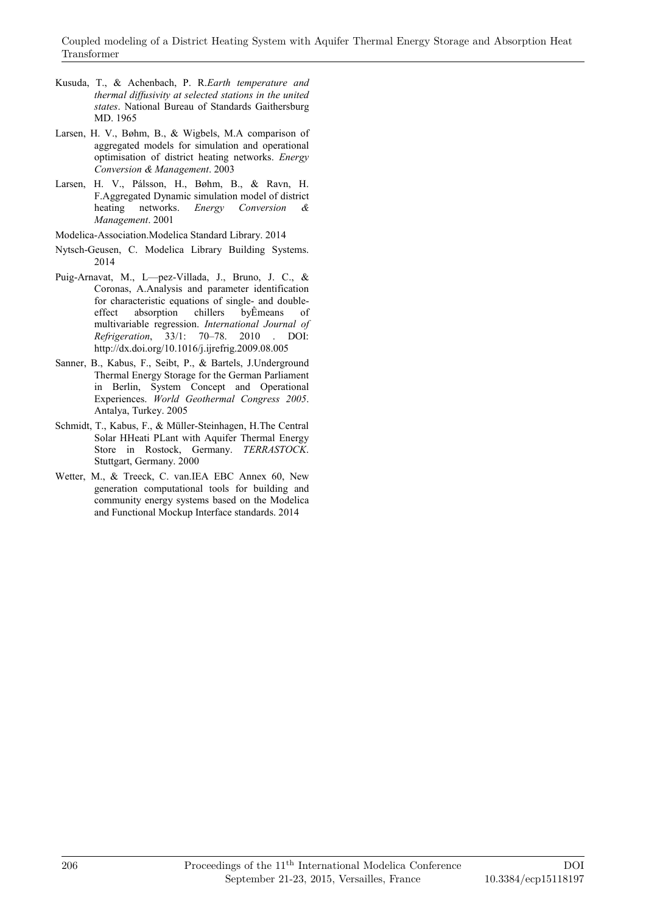Kusuda, T., & Achenbach, P. R.*Earth temperature and thermal diffusivity at selected stations in the united states*. National Bureau of Standards Gaithersburg MD. 1965

Larsen, H. V., Bøhm, B., & Wigbels, M.A comparison of aggregated models for simulation and operational optimisation of district heating networks. *Energy Conversion & Management*. 2003

Larsen, H. V., Pálsson, H., Bøhm, B., & Ravn, H. F.Aggregated Dynamic simulation model of district heating networks. *Energy Conversion & Management*. 2001

Modelica-Association.Modelica Standard Library. 2014

Nytsch-Geusen, C. Modelica Library Building Systems. 2014

Puig-Arnavat, M., L—pez-Villada, J., Bruno, J. C., & Coronas, A.Analysis and parameter identification for characteristic equations of single- and double-effect absorption chillers byÊmeans of multivariable regression. *International Journal of Refrigeration*, 33/1: 70–78. 2010 . DOI: http://dx.doi.org/10.1016/j.ijrefrig.2009.08.005

Sanner, B., Kabus, F., Seibt, P., & Bartels, J.Underground Thermal Energy Storage for the German Parliament in Berlin, System Concept and Operational Experiences. *World Geothermal Congress 2005*. Antalya, Turkey. 2005

Schmidt, T., Kabus, F., & Müller-Steinhagen, H.The Central Solar HHeati PLant with Aquifer Thermal Energy Store in Rostock, Germany. *TERRASTOCK*. Stuttgart, Germany. 2000

Wetter, M., & Treeck, C. van.IEA EBC Annex 60, New generation computational tools for building and community energy systems based on the Modelica and Functional Mockup Interface standards. 2014